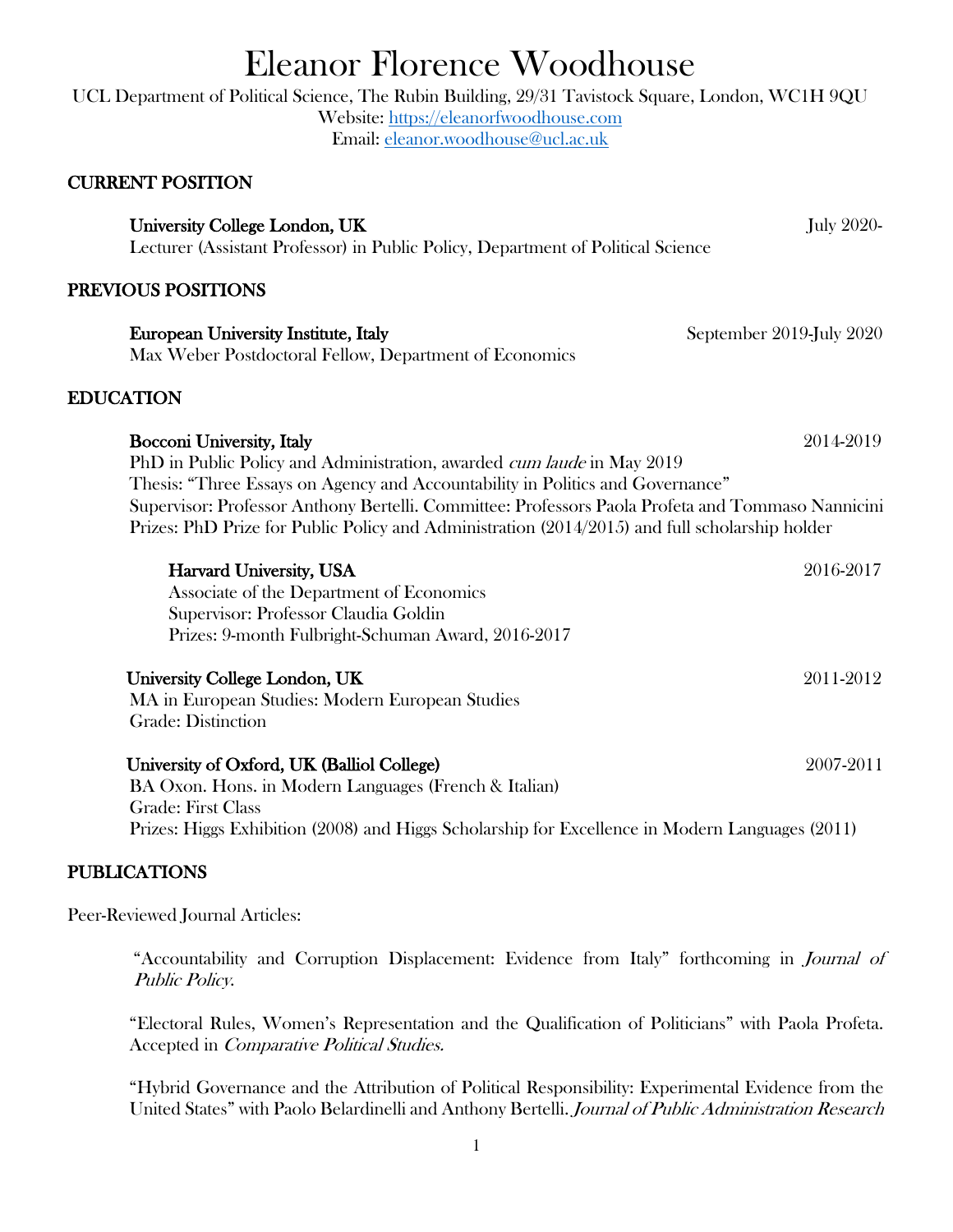# Eleanor Florence Woodhouse

UCL Department of Political Science, The Rubin Building, 29/31 Tavistock Square, London, WC1H 9QU
Website: https://eleanorfwoodhouse.com
Email: eleanor.woodhouse@ucl.ac.uk

## CURRENT POSITION

**University College London, UK** July 2020-
Lecturer (Assistant Professor) in Public Policy, Department of Political Science

## PREVIOUS POSITIONS

**European University Institute, Italy** September 2019-July 2020
Max Weber Postdoctoral Fellow, Department of Economics

## EDUCATION

**Bocconi University, Italy** 2014-2019
PhD in Public Policy and Administration, awarded *cum laude* in May 2019
Thesis: "Three Essays on Agency and Accountability in Politics and Governance"
Supervisor: Professor Anthony Bertelli. Committee: Professors Paola Profeta and Tommaso Nannicini
Prizes: PhD Prize for Public Policy and Administration (2014/2015) and full scholarship holder

**Harvard University, USA** 2016-2017
Associate of the Department of Economics
Supervisor: Professor Claudia Goldin
Prizes: 9-month Fulbright-Schuman Award, 2016-2017

**University College London, UK** 2011-2012
MA in European Studies: Modern European Studies
Grade: Distinction

**University of Oxford, UK (Balliol College)** 2007-2011
BA Oxon. Hons. in Modern Languages (French & Italian)
Grade: First Class
Prizes: Higgs Exhibition (2008) and Higgs Scholarship for Excellence in Modern Languages (2011)

## PUBLICATIONS

Peer-Reviewed Journal Articles:

"Accountability and Corruption Displacement: Evidence from Italy" forthcoming in *Journal of Public Policy*.

"Electoral Rules, Women's Representation and the Qualification of Politicians" with Paola Profeta. Accepted in *Comparative Political Studies.*

"Hybrid Governance and the Attribution of Political Responsibility: Experimental Evidence from the United States" with Paolo Belardinelli and Anthony Bertelli. *Journal of Public Administration Research*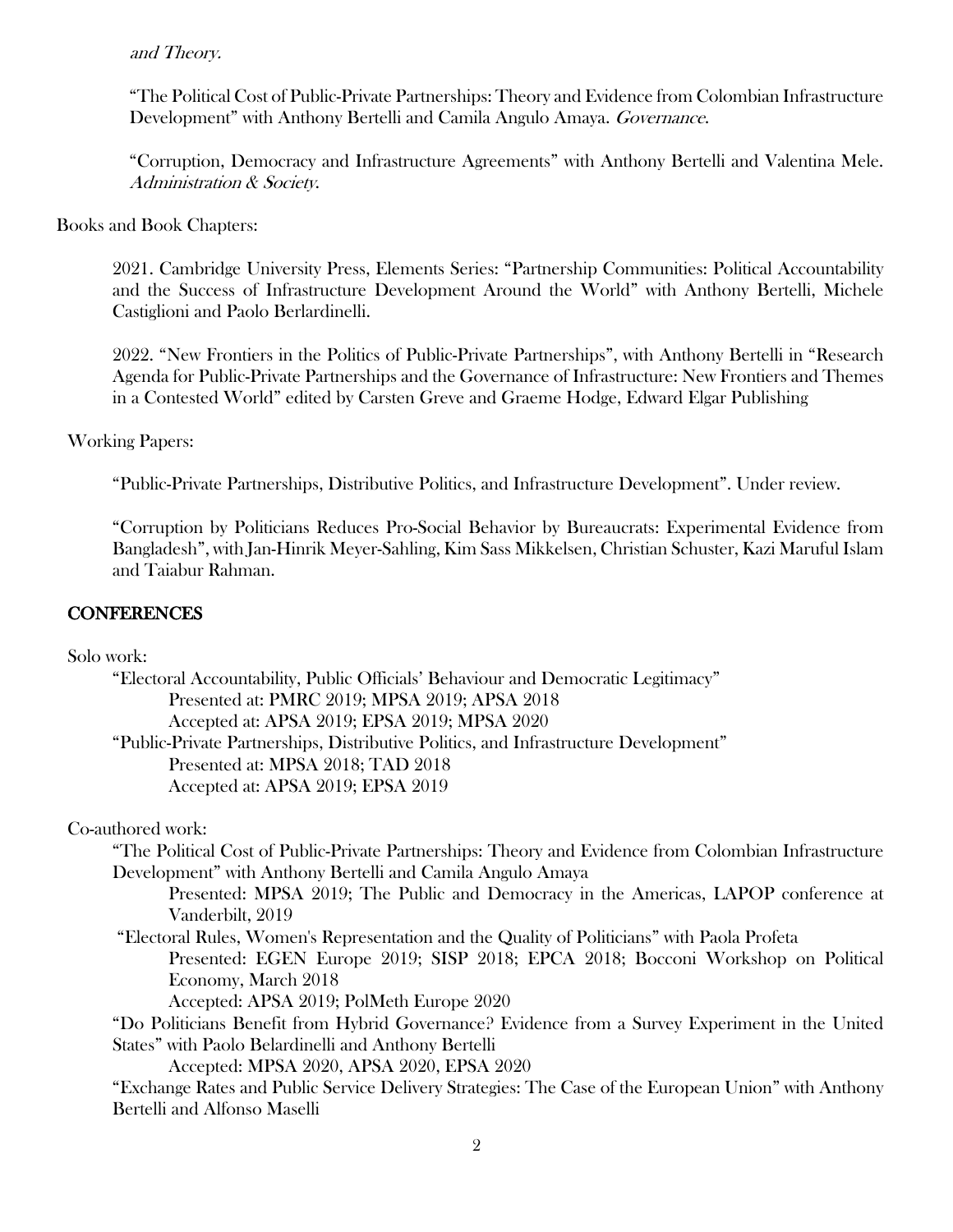*and Theory.*

"The Political Cost of Public-Private Partnerships: Theory and Evidence from Colombian Infrastructure Development" with Anthony Bertelli and Camila Angulo Amaya. *Governance*.

"Corruption, Democracy and Infrastructure Agreements" with Anthony Bertelli and Valentina Mele. *Administration & Society*.

Books and Book Chapters:

2021. Cambridge University Press, Elements Series: "Partnership Communities: Political Accountability and the Success of Infrastructure Development Around the World" with Anthony Bertelli, Michele Castiglioni and Paolo Berlardinelli.

2022. "New Frontiers in the Politics of Public-Private Partnerships", with Anthony Bertelli in "Research Agenda for Public-Private Partnerships and the Governance of Infrastructure: New Frontiers and Themes in a Contested World" edited by Carsten Greve and Graeme Hodge, Edward Elgar Publishing

Working Papers:

"Public-Private Partnerships, Distributive Politics, and Infrastructure Development". Under review.

"Corruption by Politicians Reduces Pro-Social Behavior by Bureaucrats: Experimental Evidence from Bangladesh", with Jan-Hinrik Meyer-Sahling, Kim Sass Mikkelsen, Christian Schuster, Kazi Maruful Islam and Taiabur Rahman.

## CONFERENCES

Solo work:

"Electoral Accountability, Public Officials' Behaviour and Democratic Legitimacy"
Presented at: PMRC 2019; MPSA 2019; APSA 2018
Accepted at: APSA 2019; EPSA 2019; MPSA 2020

"Public-Private Partnerships, Distributive Politics, and Infrastructure Development"
Presented at: MPSA 2018; TAD 2018
Accepted at: APSA 2019; EPSA 2019

Co-authored work:

"The Political Cost of Public-Private Partnerships: Theory and Evidence from Colombian Infrastructure Development" with Anthony Bertelli and Camila Angulo Amaya
Presented: MPSA 2019; The Public and Democracy in the Americas, LAPOP conference at Vanderbilt, 2019

"Electoral Rules, Women's Representation and the Quality of Politicians" with Paola Profeta
Presented: EGEN Europe 2019; SISP 2018; EPCA 2018; Bocconi Workshop on Political Economy, March 2018
Accepted: APSA 2019; PolMeth Europe 2020

"Do Politicians Benefit from Hybrid Governance? Evidence from a Survey Experiment in the United States" with Paolo Belardinelli and Anthony Bertelli
Accepted: MPSA 2020, APSA 2020, EPSA 2020

"Exchange Rates and Public Service Delivery Strategies: The Case of the European Union" with Anthony Bertelli and Alfonso Maselli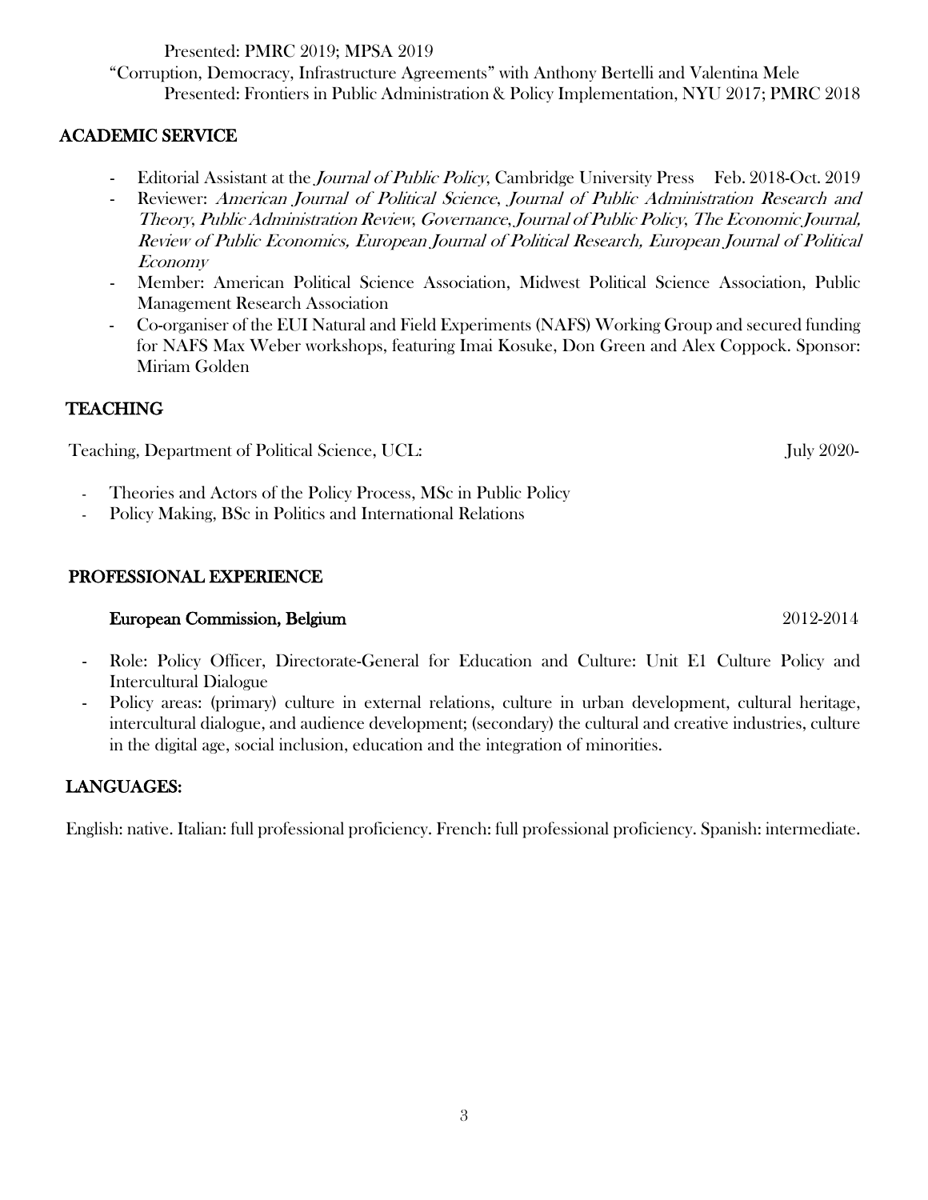Presented: PMRC 2019; MPSA 2019

"Corruption, Democracy, Infrastructure Agreements" with Anthony Bertelli and Valentina Mele

Presented: Frontiers in Public Administration & Policy Implementation, NYU 2017; PMRC 2018

## ACADEMIC SERVICE

- Editorial Assistant at the *Journal of Public Policy*, Cambridge University Press Feb. 2018-Oct. 2019
- Reviewer: *American Journal of Political Science*, *Journal of Public Administration Research and Theory*, *Public Administration Review*, *Governance*, *Journal of Public Policy*, *The Economic Journal, Review of Public Economics, European Journal of Political Research, European Journal of Political Economy*
- Member: American Political Science Association, Midwest Political Science Association, Public Management Research Association
- Co-organiser of the EUI Natural and Field Experiments (NAFS) Working Group and secured funding for NAFS Max Weber workshops, featuring Imai Kosuke, Don Green and Alex Coppock. Sponsor: Miriam Golden

## TEACHING

Teaching, Department of Political Science, UCL: July 2020-

- Theories and Actors of the Policy Process, MSc in Public Policy
- Policy Making, BSc in Politics and International Relations

## PROFESSIONAL EXPERIENCE

**European Commission, Belgium** 2012-2014

- Role: Policy Officer, Directorate-General for Education and Culture: Unit E1 Culture Policy and Intercultural Dialogue
- Policy areas: (primary) culture in external relations, culture in urban development, cultural heritage, intercultural dialogue, and audience development; (secondary) the cultural and creative industries, culture in the digital age, social inclusion, education and the integration of minorities.

## LANGUAGES:

English: native. Italian: full professional proficiency. French: full professional proficiency. Spanish: intermediate.